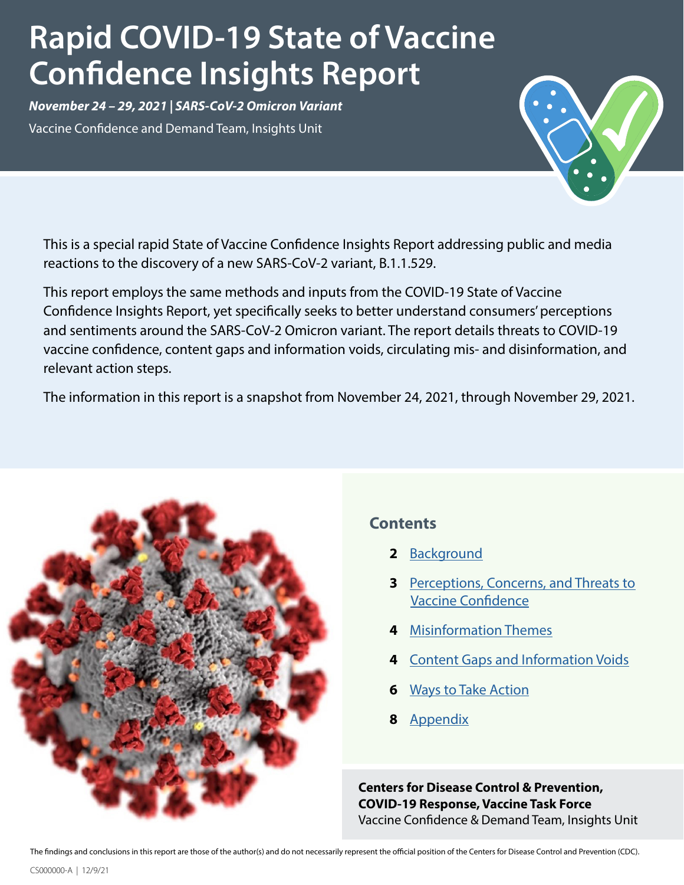# Rapid COVID-19 State of Vaccine Confidence Insights Report

***November 24 – 29, 2021 | SARS-CoV-2 Omicron Variant***

Vaccine Confidence and Demand Team, Insights Unit

This is a special rapid State of Vaccine Confidence Insights Report addressing public and media reactions to the discovery of a new SARS-CoV-2 variant, B.1.1.529.

This report employs the same methods and inputs from the COVID-19 State of Vaccine Confidence Insights Report, yet specifically seeks to better understand consumers' perceptions and sentiments around the SARS-CoV-2 Omicron variant. The report details threats to COVID-19 vaccine confidence, content gaps and information voids, circulating mis- and disinformation, and relevant action steps.

The information in this report is a snapshot from November 24, 2021, through November 29, 2021.

## Contents

- **2** Background
- **3** Perceptions, Concerns, and Threats to Vaccine Confidence
- **4** Misinformation Themes
- **4** Content Gaps and Information Voids
- **6** Ways to Take Action
- **8** Appendix

**Centers for Disease Control & Prevention, COVID-19 Response, Vaccine Task Force**
Vaccine Confidence & Demand Team, Insights Unit

The findings and conclusions in this report are those of the author(s) and do not necessarily represent the official position of the Centers for Disease Control and Prevention (CDC).

CS000000-A | 12/9/21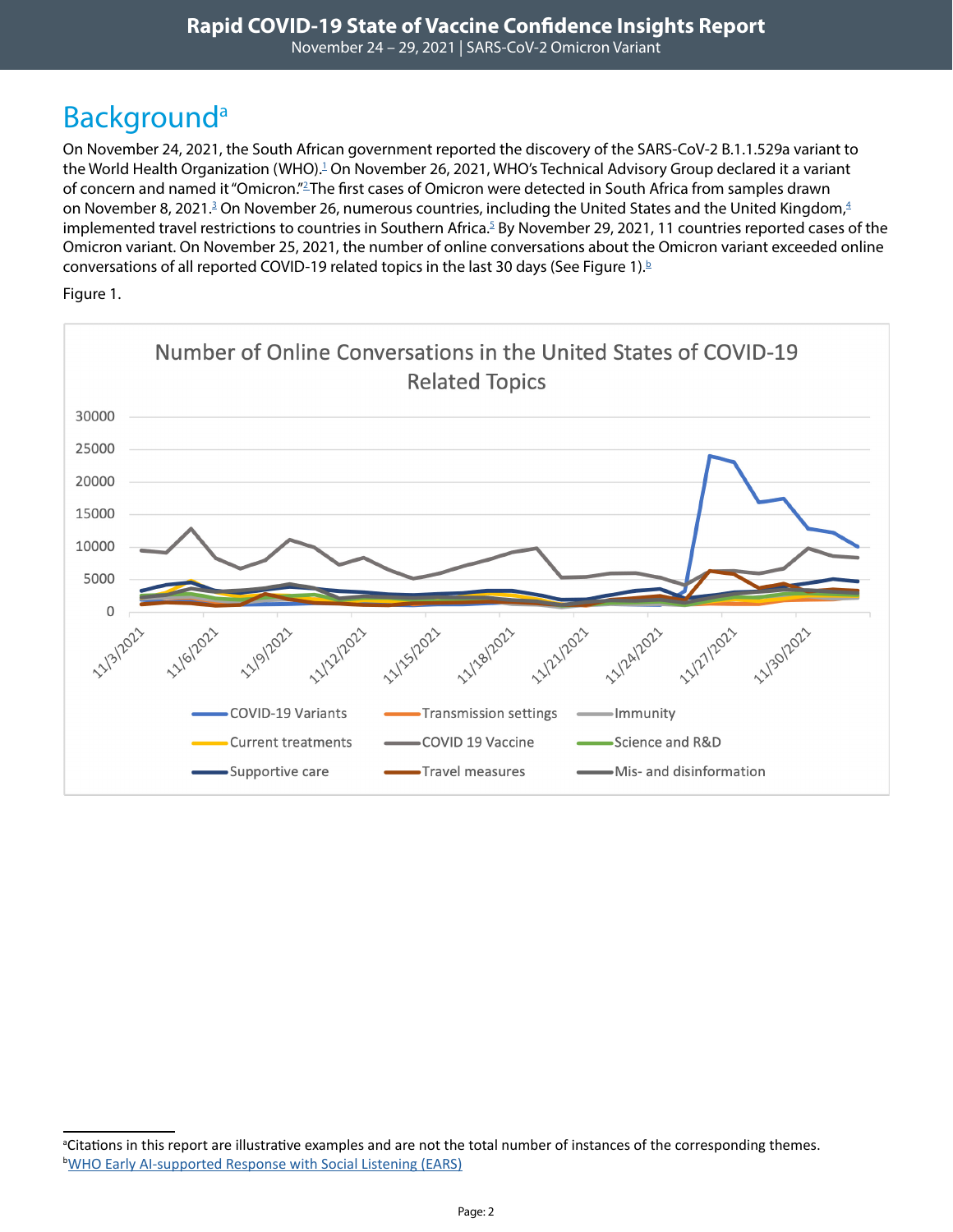# Background[a]

On November 24, 2021, the South African government reported the discovery of the SARS-CoV-2 B.1.1.529a variant to the World Health Organization (WHO).[1] On November 26, 2021, WHO's Technical Advisory Group declared it a variant of concern and named it "Omicron."[2] The first cases of Omicron were detected in South Africa from samples drawn on November 8, 2021.[3] On November 26, numerous countries, including the United States and the United Kingdom,[4] implemented travel restrictions to countries in Southern Africa.[5] By November 29, 2021, 11 countries reported cases of the Omicron variant. On November 25, 2021, the number of online conversations about the Omicron variant exceeded online conversations of all reported COVID-19 related topics in the last 30 days (See Figure 1).[b]

Figure 1.

Number of Online Conversations in the United States of COVID-19 Related Topics

---

[a]Citations in this report are illustrative examples and are not the total number of instances of the corresponding themes.

[b]WHO Early AI-supported Response with Social Listening (EARS)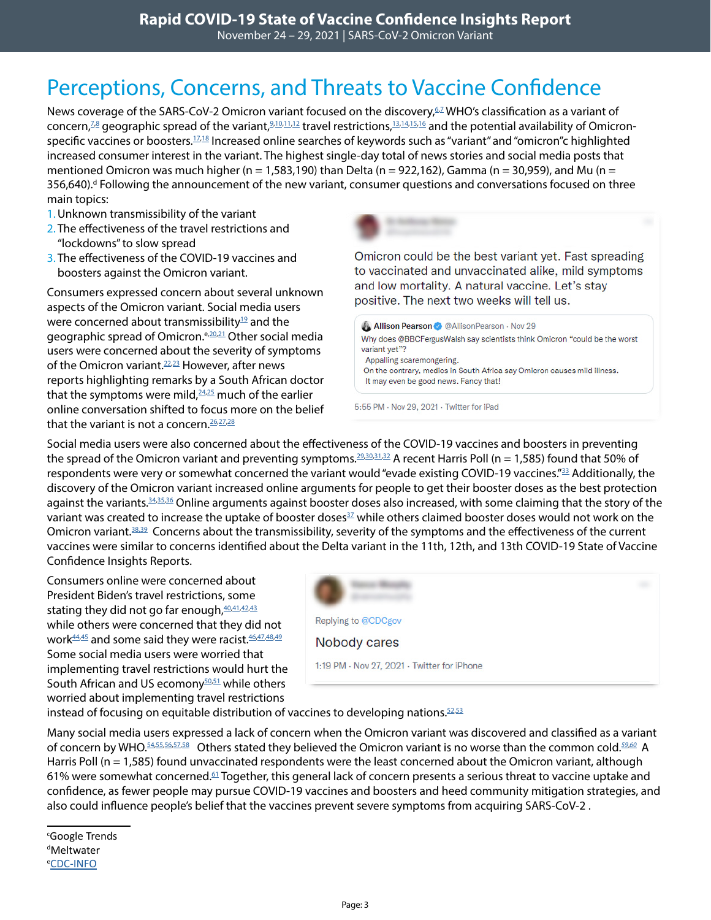# Perceptions, Concerns, and Threats to Vaccine Confidence

News coverage of the SARS-CoV-2 Omicron variant focused on the discovery,[6,7] WHO's classification as a variant of concern,[7,8] geographic spread of the variant,[9,10,11,12] travel restrictions,[13,14,15,16] and the potential availability of Omicron-specific vaccines or boosters.[17,18] Increased online searches of keywords such as "variant" and "omicron"[c] highlighted increased consumer interest in the variant. The highest single-day total of news stories and social media posts that mentioned Omicron was much higher (n = 1,583,190) than Delta (n = 922,162), Gamma (n = 30,959), and Mu (n = 356,640).[d] Following the announcement of the new variant, consumer questions and conversations focused on three main topics:

1. Unknown transmissibility of the variant
2. The effectiveness of the travel restrictions and "lockdowns" to slow spread
3. The effectiveness of the COVID-19 vaccines and boosters against the Omicron variant.

Consumers expressed concern about several unknown aspects of the Omicron variant. Social media users were concerned about transmissibility[19] and the geographic spread of Omicron.[e,20,21] Other social media users were concerned about the severity of symptoms of the Omicron variant.[22,23] However, after news reports highlighting remarks by a South African doctor that the symptoms were mild,[24,25] much of the earlier online conversation shifted to focus more on the belief that the variant is not a concern.[26,27,28]

> Omicron could be the best variant yet. Fast spreading to vaccinated and unvaccinated alike, mild symptoms and low mortality. A natural vaccine. Let's stay positive. The next two weeks will tell us.
>
> > **Allison Pearson** @AllisonPearson · Nov 29
> > Why does @BBCFergusWalsh say scientists think Omicron "could be the worst variant yet"?
> > Appalling scaremongering.
> > On the contrary, medics in South Africa say Omicron causes mild illness.
> > It may even be good news. Fancy that!
>
> 5:55 PM · Nov 29, 2021 · Twitter for iPad

Social media users were also concerned about the effectiveness of the COVID-19 vaccines and boosters in preventing the spread of the Omicron variant and preventing symptoms.[29,30,31,32] A recent Harris Poll (n = 1,585) found that 50% of respondents were very or somewhat concerned the variant would "evade existing COVID-19 vaccines."[33] Additionally, the discovery of the Omicron variant increased online arguments for people to get their booster doses as the best protection against the variants.[34,35,36] Online arguments against booster doses also increased, with some claiming that the story of the variant was created to increase the uptake of booster doses[37] while others claimed booster doses would not work on the Omicron variant.[38,39] Concerns about the transmissibility, severity of the symptoms and the effectiveness of the current vaccines were similar to concerns identified about the Delta variant in the 11th, 12th, and 13th COVID-19 State of Vaccine Confidence Insights Reports.

Consumers online were concerned about President Biden's travel restrictions, some stating they did not go far enough,[40,41,42,43] while others were concerned that they did not work[44,45] and some said they were racist.[46,47,48,49] Some social media users were worried that implementing travel restrictions would hurt the South African and US economy[50,51] while others worried about implementing travel restrictions instead of focusing on equitable distribution of vaccines to developing nations.[52,53]

> Replying to @CDCgov
>
> Nobody cares
>
> 1:19 PM · Nov 27, 2021 · Twitter for iPhone

Many social media users expressed a lack of concern when the Omicron variant was discovered and classified as a variant of concern by WHO.[54,55,56,57,58] Others stated they believed the Omicron variant is no worse than the common cold.[59,60] A Harris Poll (n = 1,585) found unvaccinated respondents were the least concerned about the Omicron variant, although 61% were somewhat concerned.[61] Together, this general lack of concern presents a serious threat to vaccine uptake and confidence, as fewer people may pursue COVID-19 vaccines and boosters and heed community mitigation strategies, and also could influence people's belief that the vaccines prevent severe symptoms from acquiring SARS-CoV-2 .

---

[c]Google Trends
[d]Meltwater
[e]CDC-INFO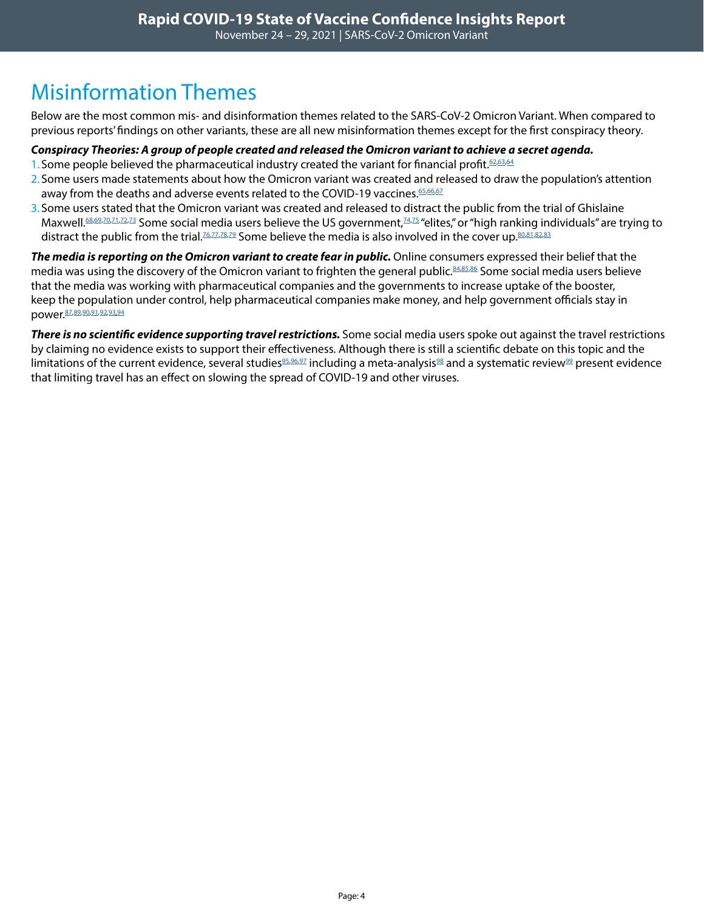# Misinformation Themes

Below are the most common mis- and disinformation themes related to the SARS-CoV-2 Omicron Variant. When compared to previous reports' findings on other variants, these are all new misinformation themes except for the first conspiracy theory.

***Conspiracy Theories: A group of people created and released the Omicron variant to achieve a secret agenda.***

1. Some people believed the pharmaceutical industry created the variant for financial profit.[62,63,64]
2. Some users made statements about how the Omicron variant was created and released to draw the population's attention away from the deaths and adverse events related to the COVID-19 vaccines.[65,66,67]
3. Some users stated that the Omicron variant was created and released to distract the public from the trial of Ghislaine Maxwell.[68,69,70,71,72,73] Some social media users believe the US government,[74,75] "elites," or "high ranking individuals" are trying to distract the public from the trial.[76,77,78,79] Some believe the media is also involved in the cover up.[80,81,82,83]

***The media is reporting on the Omicron variant to create fear in public.*** Online consumers expressed their belief that the media was using the discovery of the Omicron variant to frighten the general public.[84,85,86] Some social media users believe that the media was working with pharmaceutical companies and the governments to increase uptake of the booster, keep the population under control, help pharmaceutical companies make money, and help government officials stay in power.[87,89,90,91,92,93,94]

***There is no scientific evidence supporting travel restrictions.*** Some social media users spoke out against the travel restrictions by claiming no evidence exists to support their effectiveness. Although there is still a scientific debate on this topic and the limitations of the current evidence, several studies[95,96,97] including a meta-analysis[98] and a systematic review[99] present evidence that limiting travel has an effect on slowing the spread of COVID-19 and other viruses.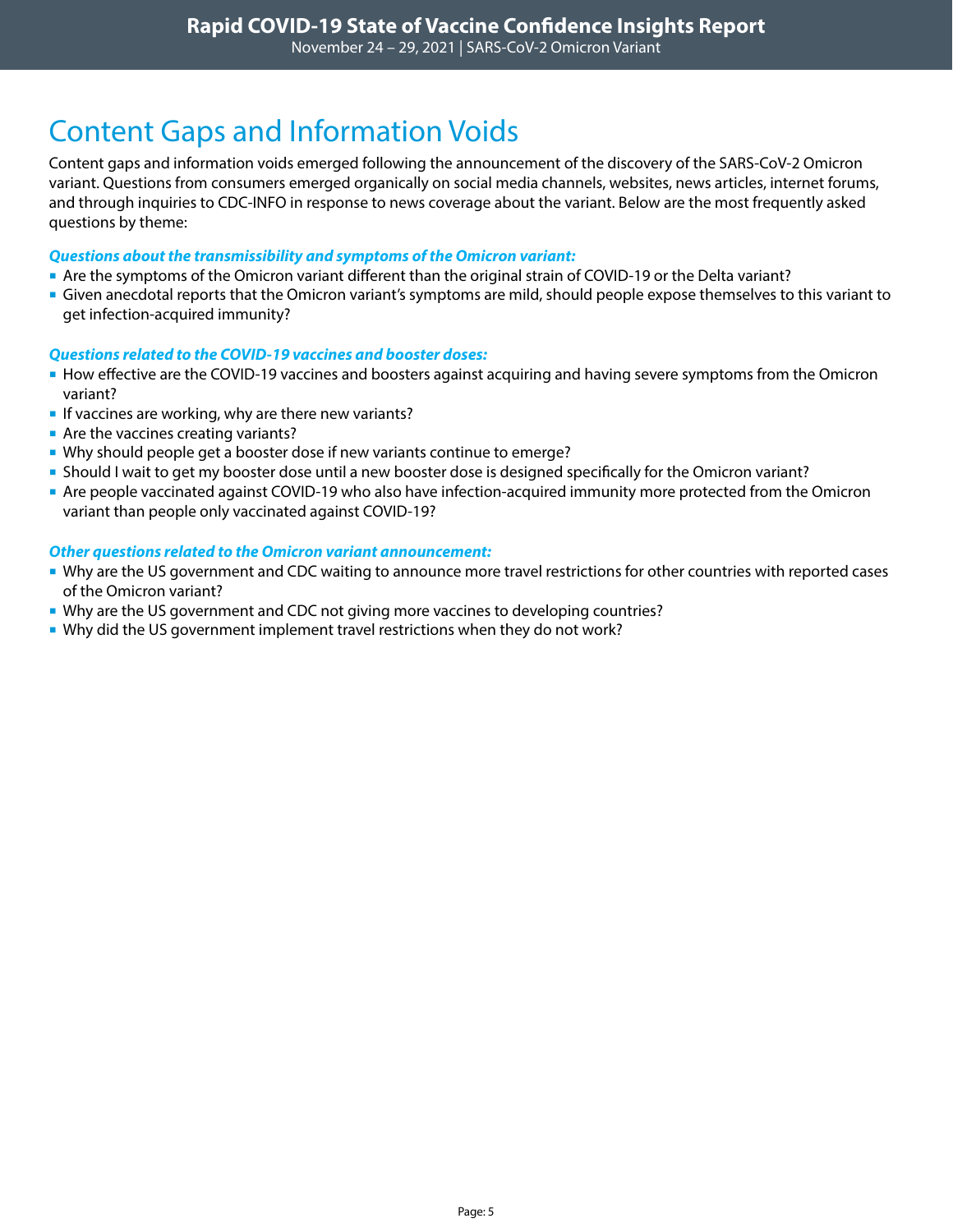# Content Gaps and Information Voids

Content gaps and information voids emerged following the announcement of the discovery of the SARS-CoV-2 Omicron variant. Questions from consumers emerged organically on social media channels, websites, news articles, internet forums, and through inquiries to CDC-INFO in response to news coverage about the variant. Below are the most frequently asked questions by theme:

***Questions about the transmissibility and symptoms of the Omicron variant:***

- Are the symptoms of the Omicron variant different than the original strain of COVID-19 or the Delta variant?
- Given anecdotal reports that the Omicron variant's symptoms are mild, should people expose themselves to this variant to get infection-acquired immunity?

***Questions related to the COVID-19 vaccines and booster doses:***

- How effective are the COVID-19 vaccines and boosters against acquiring and having severe symptoms from the Omicron variant?
- If vaccines are working, why are there new variants?
- Are the vaccines creating variants?
- Why should people get a booster dose if new variants continue to emerge?
- Should I wait to get my booster dose until a new booster dose is designed specifically for the Omicron variant?
- Are people vaccinated against COVID-19 who also have infection-acquired immunity more protected from the Omicron variant than people only vaccinated against COVID-19?

***Other questions related to the Omicron variant announcement:***

- Why are the US government and CDC waiting to announce more travel restrictions for other countries with reported cases of the Omicron variant?
- Why are the US government and CDC not giving more vaccines to developing countries?
- Why did the US government implement travel restrictions when they do not work?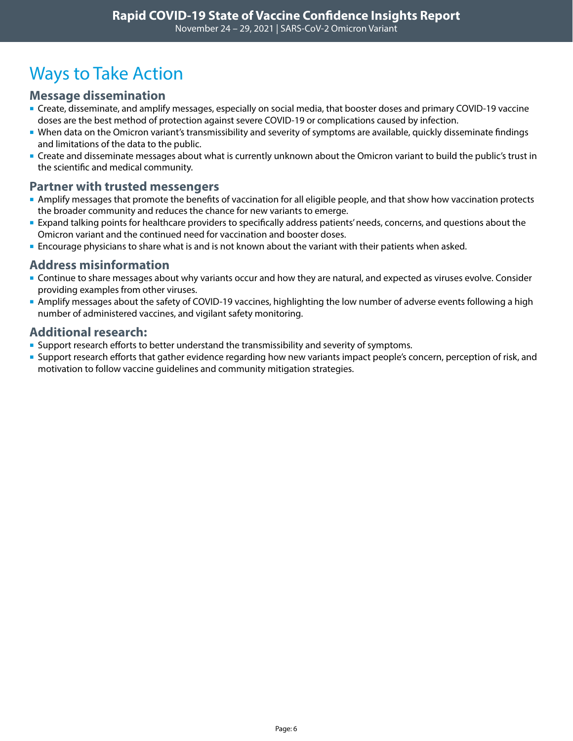# Ways to Take Action

## Message dissemination

- Create, disseminate, and amplify messages, especially on social media, that booster doses and primary COVID-19 vaccine doses are the best method of protection against severe COVID-19 or complications caused by infection.
- When data on the Omicron variant's transmissibility and severity of symptoms are available, quickly disseminate findings and limitations of the data to the public.
- Create and disseminate messages about what is currently unknown about the Omicron variant to build the public's trust in the scientific and medical community.

## Partner with trusted messengers

- Amplify messages that promote the benefits of vaccination for all eligible people, and that show how vaccination protects the broader community and reduces the chance for new variants to emerge.
- Expand talking points for healthcare providers to specifically address patients' needs, concerns, and questions about the Omicron variant and the continued need for vaccination and booster doses.
- Encourage physicians to share what is and is not known about the variant with their patients when asked.

## Address misinformation

- Continue to share messages about why variants occur and how they are natural, and expected as viruses evolve. Consider providing examples from other viruses.
- Amplify messages about the safety of COVID-19 vaccines, highlighting the low number of adverse events following a high number of administered vaccines, and vigilant safety monitoring.

## Additional research:

- Support research efforts to better understand the transmissibility and severity of symptoms.
- Support research efforts that gather evidence regarding how new variants impact people's concern, perception of risk, and motivation to follow vaccine guidelines and community mitigation strategies.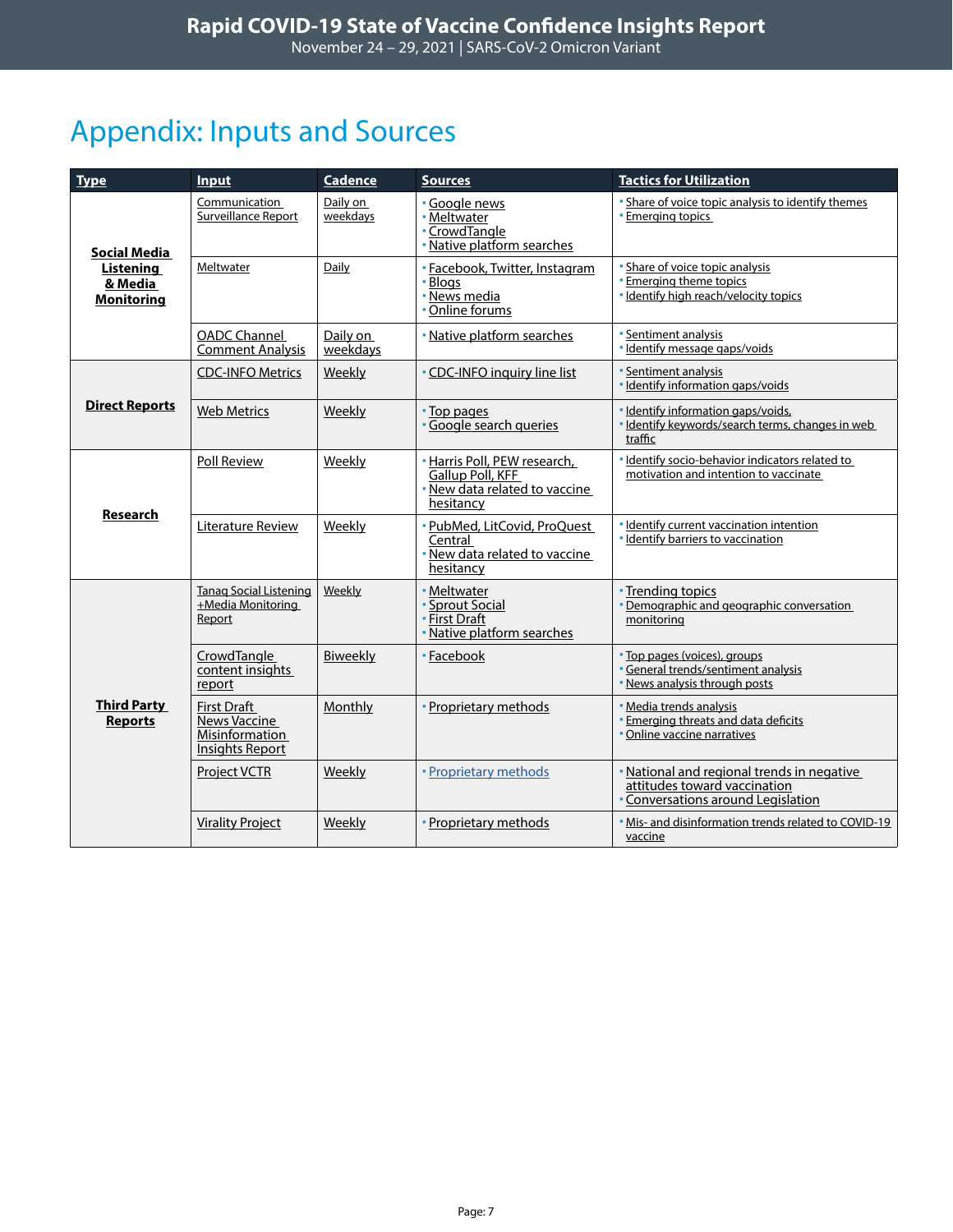# Appendix: Inputs and Sources

| Type | Input | Cadence | Sources | Tactics for Utilization |
|---|---|---|---|---|
| **Social Media Listening & Media Monitoring** | Communication Surveillance Report | Daily on weekdays | • Google news<br>• Meltwater<br>• CrowdTangle<br>• Native platform searches | • Share of voice topic analysis to identify themes<br>• Emerging topics |
| | Meltwater | Daily | • Facebook, Twitter, Instagram<br>• Blogs<br>• News media<br>• Online forums | • Share of voice topic analysis<br>• Emerging theme topics<br>• Identify high reach/velocity topics |
| | OADC Channel Comment Analysis | Daily on weekdays | • Native platform searches | • Sentiment analysis<br>• Identify message gaps/voids |
| **Direct Reports** | CDC-INFO Metrics | Weekly | • CDC-INFO inquiry line list | • Sentiment analysis<br>• Identify information gaps/voids |
| | Web Metrics | Weekly | • Top pages<br>• Google search queries | • Identify information gaps/voids,<br>• Identify keywords/search terms, changes in web traffic |
| **Research** | Poll Review | Weekly | • Harris Poll, PEW research, Gallup Poll, KFF<br>• New data related to vaccine hesitancy | • Identify socio-behavior indicators related to motivation and intention to vaccinate |
| | Literature Review | Weekly | • PubMed, LitCovid, ProQuest Central<br>• New data related to vaccine hesitancy | • Identify current vaccination intention<br>• Identify barriers to vaccination |
| **Third Party Reports** | Tanaq Social Listening +Media Monitoring Report | Weekly | • Meltwater<br>• Sprout Social<br>• First Draft<br>• Native platform searches | • Trending topics<br>• Demographic and geographic conversation monitoring |
| | CrowdTangle content insights report | Biweekly | • Facebook | • Top pages (voices), groups<br>• General trends/sentiment analysis<br>• News analysis through posts |
| | First Draft News Vaccine Misinformation Insights Report | Monthly | • Proprietary methods | • Media trends analysis<br>• Emerging threats and data deficits<br>• Online vaccine narratives |
| | Project VCTR | Weekly | • Proprietary methods | • National and regional trends in negative attitudes toward vaccination<br>• Conversations around Legislation |
| | Virality Project | Weekly | • Proprietary methods | • Mis- and disinformation trends related to COVID-19 vaccine |